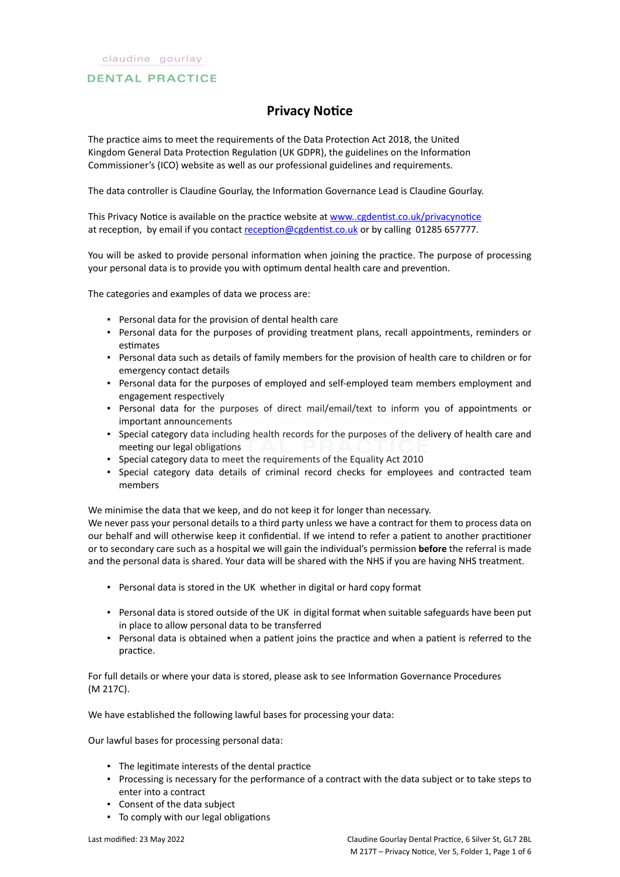claudine gourlay

DENTAL PRACTICE

# Privacy Notice

The practice aims to meet the requirements of the Data Protection Act 2018, the United Kingdom General Data Protection Regulation (UK GDPR), the guidelines on the Information Commissioner's (ICO) website as well as our professional guidelines and requirements.

The data controller is Claudine Gourlay, the Information Governance Lead is Claudine Gourlay.

This Privacy Notice is available on the practice website at www..cgdentist.co.uk/privacynotice at reception, by email if you contact reception@cgdentist.co.uk or by calling 01285 657777.

You will be asked to provide personal information when joining the practice. The purpose of processing your personal data is to provide you with optimum dental health care and prevention.

The categories and examples of data we process are:

- Personal data for the provision of dental health care
- Personal data for the purposes of providing treatment plans, recall appointments, reminders or estimates
- Personal data such as details of family members for the provision of health care to children or for emergency contact details
- Personal data for the purposes of employed and self-employed team members employment and engagement respectively
- Personal data for the purposes of direct mail/email/text to inform you of appointments or important announcements
- Special category data including health records for the purposes of the delivery of health care and meeting our legal obligations
- Special category data to meet the requirements of the Equality Act 2010
- Special category data details of criminal record checks for employees and contracted team members

We minimise the data that we keep, and do not keep it for longer than necessary.
We never pass your personal details to a third party unless we have a contract for them to process data on our behalf and will otherwise keep it confidential. If we intend to refer a patient to another practitioner or to secondary care such as a hospital we will gain the individual's permission **before** the referral is made and the personal data is shared. Your data will be shared with the NHS if you are having NHS treatment.

- Personal data is stored in the UK whether in digital or hard copy format
- Personal data is stored outside of the UK in digital format when suitable safeguards have been put in place to allow personal data to be transferred
- Personal data is obtained when a patient joins the practice and when a patient is referred to the practice.

For full details or where your data is stored, please ask to see Information Governance Procedures (M 217C).

We have established the following lawful bases for processing your data:

Our lawful bases for processing personal data:

- The legitimate interests of the dental practice
- Processing is necessary for the performance of a contract with the data subject or to take steps to enter into a contract
- Consent of the data subject
- To comply with our legal obligations

Last modified: 23 May 2022

Claudine Gourlay Dental Practice, 6 Silver St, GL7 2BL
M 217T – Privacy Notice, Ver 5, Folder 1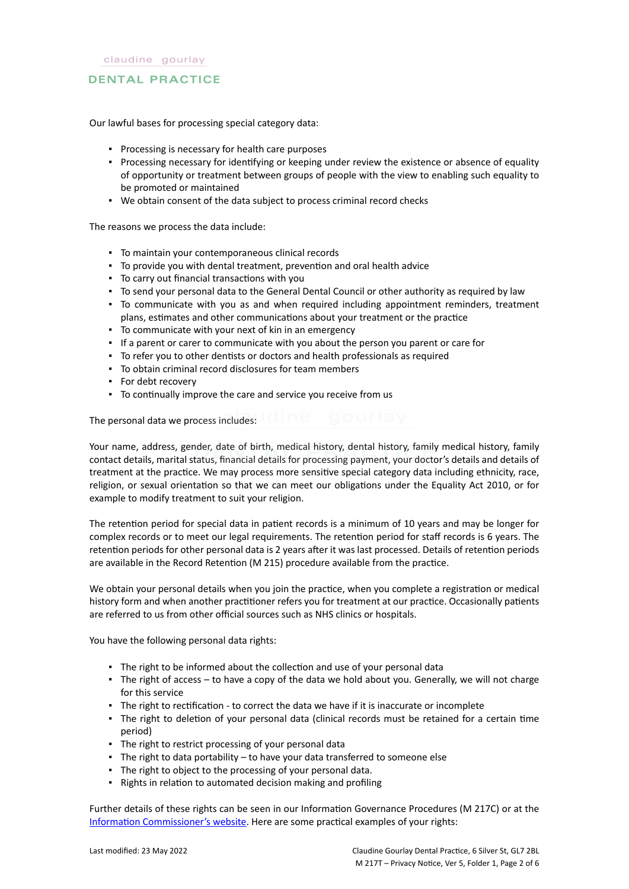Our lawful bases for processing special category data:

- Processing is necessary for health care purposes
- Processing necessary for identifying or keeping under review the existence or absence of equality of opportunity or treatment between groups of people with the view to enabling such equality to be promoted or maintained
- We obtain consent of the data subject to process criminal record checks

The reasons we process the data include:

- To maintain your contemporaneous clinical records
- To provide you with dental treatment, prevention and oral health advice
- To carry out financial transactions with you
- To send your personal data to the General Dental Council or other authority as required by law
- To communicate with you as and when required including appointment reminders, treatment plans, estimates and other communications about your treatment or the practice
- To communicate with your next of kin in an emergency
- If a parent or carer to communicate with you about the person you parent or care for
- To refer you to other dentists or doctors and health professionals as required
- To obtain criminal record disclosures for team members
- For debt recovery
- To continually improve the care and service you receive from us

The personal data we process includes:

Your name, address, gender, date of birth, medical history, dental history, family medical history, family contact details, marital status, financial details for processing payment, your doctor's details and details of treatment at the practice. We may process more sensitive special category data including ethnicity, race, religion, or sexual orientation so that we can meet our obligations under the Equality Act 2010, or for example to modify treatment to suit your religion.

The retention period for special data in patient records is a minimum of 10 years and may be longer for complex records or to meet our legal requirements. The retention period for staff records is 6 years. The retention periods for other personal data is 2 years after it was last processed. Details of retention periods are available in the Record Retention (M 215) procedure available from the practice.

We obtain your personal details when you join the practice, when you complete a registration or medical history form and when another practitioner refers you for treatment at our practice. Occasionally patients are referred to us from other official sources such as NHS clinics or hospitals.

You have the following personal data rights:

- The right to be informed about the collection and use of your personal data
- The right of access – to have a copy of the data we hold about you. Generally, we will not charge for this service
- The right to rectification - to correct the data we have if it is inaccurate or incomplete
- The right to deletion of your personal data (clinical records must be retained for a certain time period)
- The right to restrict processing of your personal data
- The right to data portability – to have your data transferred to someone else
- The right to object to the processing of your personal data.
- Rights in relation to automated decision making and profiling

Further details of these rights can be seen in our Information Governance Procedures (M 217C) or at the Information Commissioner's website. Here are some practical examples of your rights: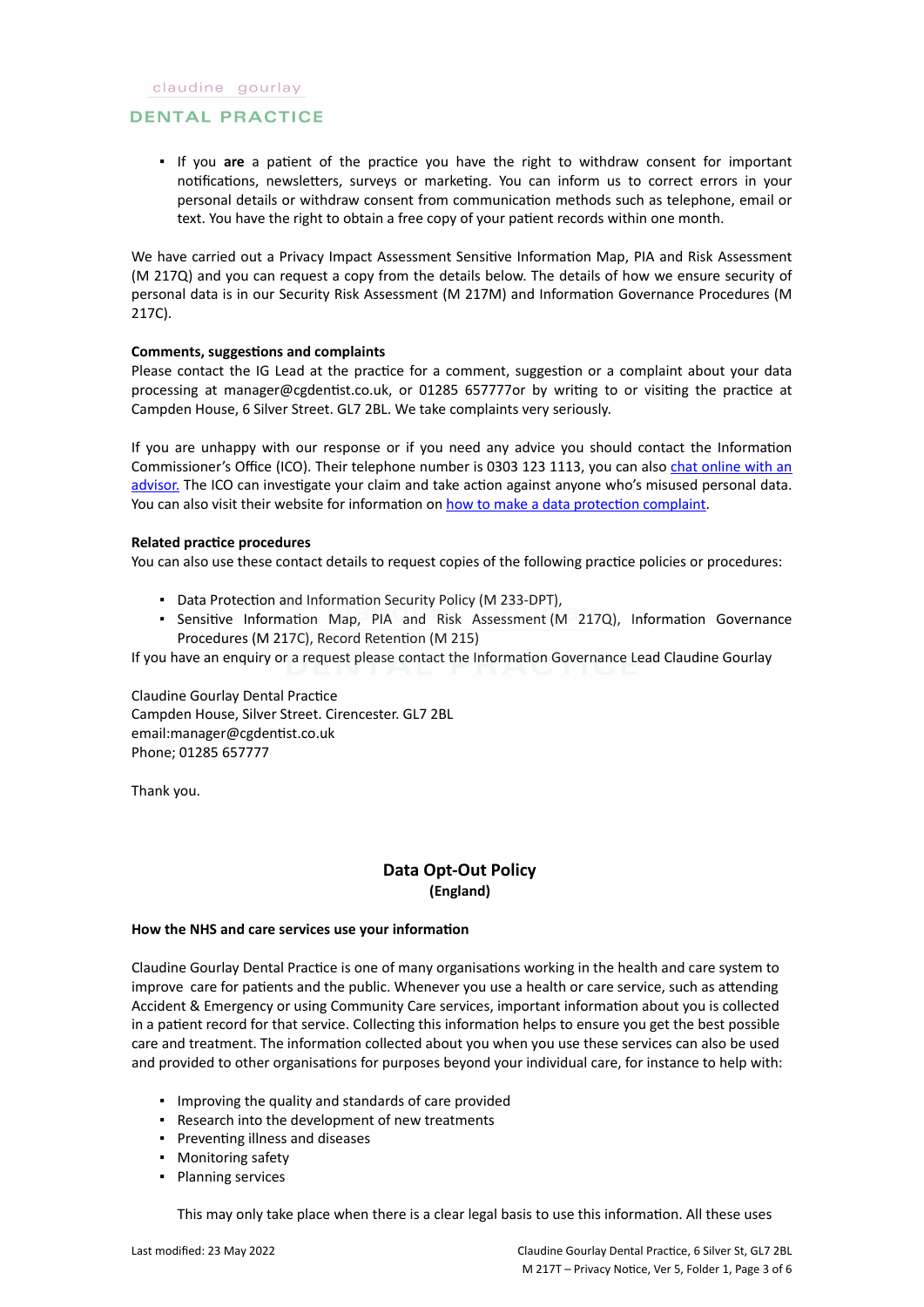- If you **are** a patient of the practice you have the right to withdraw consent for important notifications, newsletters, surveys or marketing. You can inform us to correct errors in your personal details or withdraw consent from communication methods such as telephone, email or text. You have the right to obtain a free copy of your patient records within one month.

We have carried out a Privacy Impact Assessment Sensitive Information Map, PIA and Risk Assessment (M 217Q) and you can request a copy from the details below. The details of how we ensure security of personal data is in our Security Risk Assessment (M 217M) and Information Governance Procedures (M 217C).

**Comments, suggestions and complaints**
Please contact the IG Lead at the practice for a comment, suggestion or a complaint about your data processing at manager@cgdentist.co.uk, or 01285 657777or by writing to or visiting the practice at Campden House, 6 Silver Street. GL7 2BL. We take complaints very seriously.

If you are unhappy with our response or if you need any advice you should contact the Information Commissioner's Office (ICO). Their telephone number is 0303 123 1113, you can also chat online with an advisor. The ICO can investigate your claim and take action against anyone who's misused personal data. You can also visit their website for information on how to make a data protection complaint.

**Related practice procedures**
You can also use these contact details to request copies of the following practice policies or procedures:

- Data Protection and Information Security Policy (M 233-DPT),
- Sensitive Information Map, PIA and Risk Assessment (M 217Q), Information Governance Procedures (M 217C), Record Retention (M 215)

If you have an enquiry or a request please contact the Information Governance Lead Claudine Gourlay

Claudine Gourlay Dental Practice
Campden House, Silver Street. Cirencester. GL7 2BL
email:manager@cgdentist.co.uk
Phone; 01285 657777

Thank you.

## Data Opt-Out Policy
**(England)**

**How the NHS and care services use your information**

Claudine Gourlay Dental Practice is one of many organisations working in the health and care system to improve care for patients and the public. Whenever you use a health or care service, such as attending Accident & Emergency or using Community Care services, important information about you is collected in a patient record for that service. Collecting this information helps to ensure you get the best possible care and treatment. The information collected about you when you use these services can also be used and provided to other organisations for purposes beyond your individual care, for instance to help with:

- Improving the quality and standards of care provided
- Research into the development of new treatments
- Preventing illness and diseases
- Monitoring safety
- Planning services

This may only take place when there is a clear legal basis to use this information. All these uses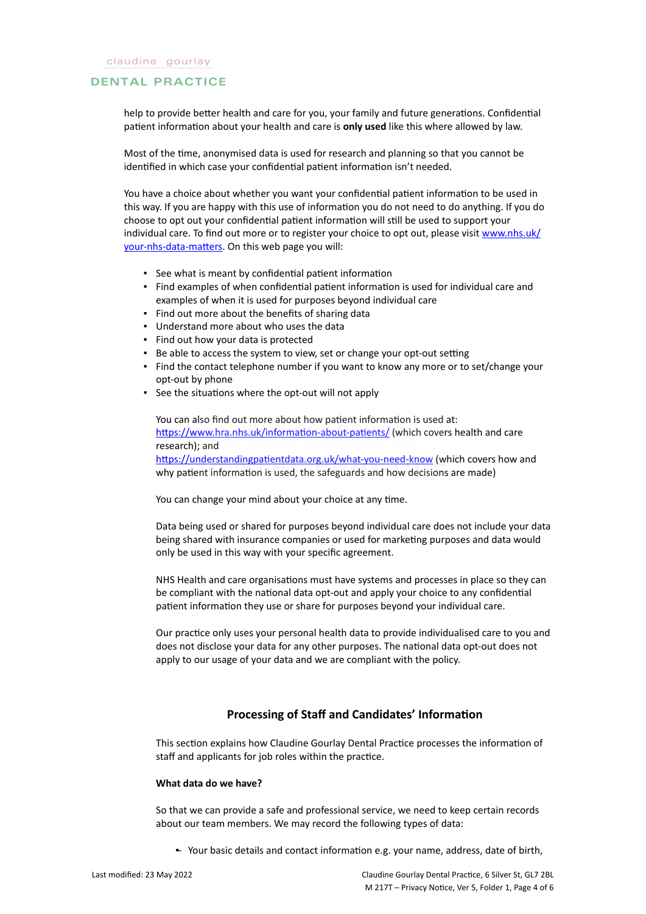help to provide better health and care for you, your family and future generations. Confidential patient information about your health and care is **only used** like this where allowed by law.

Most of the time, anonymised data is used for research and planning so that you cannot be identified in which case your confidential patient information isn't needed.

You have a choice about whether you want your confidential patient information to be used in this way. If you are happy with this use of information you do not need to do anything. If you do choose to opt out your confidential patient information will still be used to support your individual care. To find out more or to register your choice to opt out, please visit [www.nhs.uk/your-nhs-data-matters](www.nhs.uk/your-nhs-data-matters). On this web page you will:

- See what is meant by confidential patient information
- Find examples of when confidential patient information is used for individual care and examples of when it is used for purposes beyond individual care
- Find out more about the benefits of sharing data
- Understand more about who uses the data
- Find out how your data is protected
- Be able to access the system to view, set or change your opt-out setting
- Find the contact telephone number if you want to know any more or to set/change your opt-out by phone
- See the situations where the opt-out will not apply

You can also find out more about how patient information is used at: [https://www.hra.nhs.uk/information-about-patients/](https://www.hra.nhs.uk/information-about-patients/) (which covers health and care research); and [https://understandingpatientdata.org.uk/what-you-need-know](https://understandingpatientdata.org.uk/what-you-need-know) (which covers how and why patient information is used, the safeguards and how decisions are made)

You can change your mind about your choice at any time.

Data being used or shared for purposes beyond individual care does not include your data being shared with insurance companies or used for marketing purposes and data would only be used in this way with your specific agreement.

NHS Health and care organisations must have systems and processes in place so they can be compliant with the national data opt-out and apply your choice to any confidential patient information they use or share for purposes beyond your individual care.

Our practice only uses your personal health data to provide individualised care to you and does not disclose your data for any other purposes. The national data opt-out does not apply to our usage of your data and we are compliant with the policy.

## Processing of Staff and Candidates' Information

This section explains how Claudine Gourlay Dental Practice processes the information of staff and applicants for job roles within the practice.

**What data do we have?**

So that we can provide a safe and professional service, we need to keep certain records about our team members. We may record the following types of data:

- Your basic details and contact information e.g. your name, address, date of birth,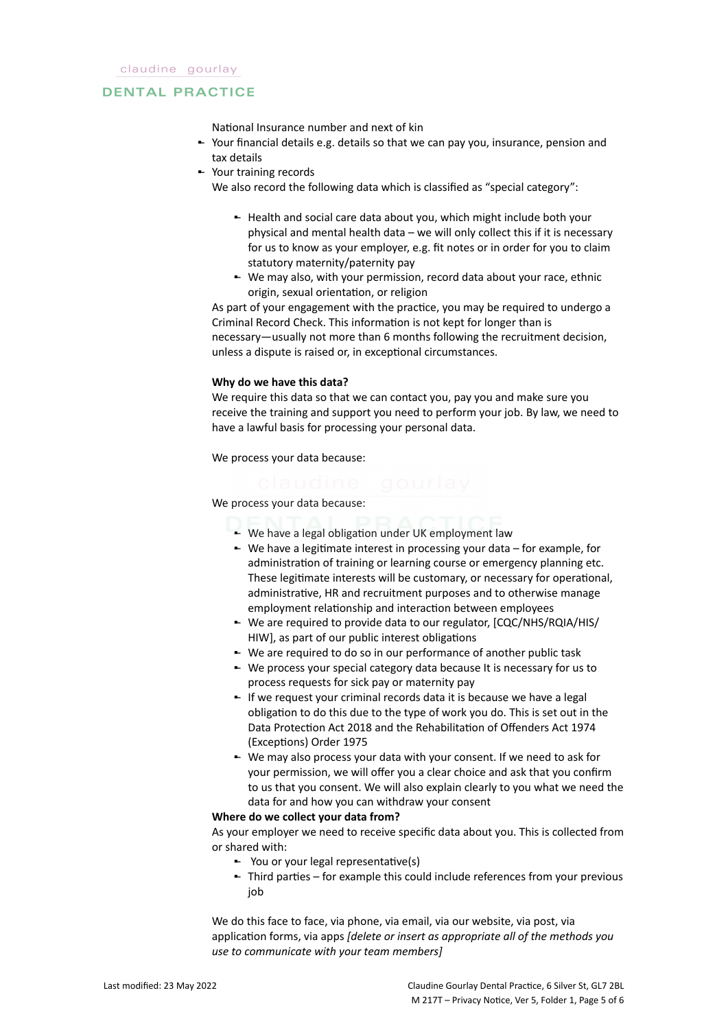National Insurance number and next of kin

- Your financial details e.g. details so that we can pay you, insurance, pension and tax details
- Your training records

We also record the following data which is classified as "special category":

- Health and social care data about you, which might include both your physical and mental health data – we will only collect this if it is necessary for us to know as your employer, e.g. fit notes or in order for you to claim statutory maternity/paternity pay
- We may also, with your permission, record data about your race, ethnic origin, sexual orientation, or religion

As part of your engagement with the practice, you may be required to undergo a Criminal Record Check. This information is not kept for longer than is necessary—usually not more than 6 months following the recruitment decision, unless a dispute is raised or, in exceptional circumstances.

**Why do we have this data?**

We require this data so that we can contact you, pay you and make sure you receive the training and support you need to perform your job. By law, we need to have a lawful basis for processing your personal data.

We process your data because:

We process your data because:

- We have a legal obligation under UK employment law
- We have a legitimate interest in processing your data – for example, for administration of training or learning course or emergency planning etc. These legitimate interests will be customary, or necessary for operational, administrative, HR and recruitment purposes and to otherwise manage employment relationship and interaction between employees
- We are required to provide data to our regulator, [CQC/NHS/RQIA/HIS/HIW], as part of our public interest obligations
- We are required to do so in our performance of another public task
- We process your special category data because It is necessary for us to process requests for sick pay or maternity pay
- If we request your criminal records data it is because we have a legal obligation to do this due to the type of work you do. This is set out in the Data Protection Act 2018 and the Rehabilitation of Offenders Act 1974 (Exceptions) Order 1975
- We may also process your data with your consent. If we need to ask for your permission, we will offer you a clear choice and ask that you confirm to us that you consent. We will also explain clearly to you what we need the data for and how you can withdraw your consent

**Where do we collect your data from?**

As your employer we need to receive specific data about you. This is collected from or shared with:

- You or your legal representative(s)
- Third parties – for example this could include references from your previous job

We do this face to face, via phone, via email, via our website, via post, via application forms, via apps *[delete or insert as appropriate all of the methods you use to communicate with your team members]*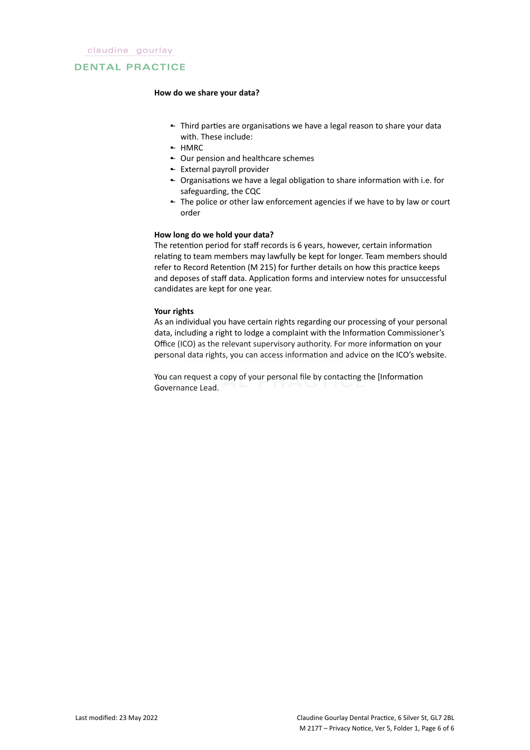**How do we share your data?**

- Third parties are organisations we have a legal reason to share your data with. These include:
- HMRC
- Our pension and healthcare schemes
- External payroll provider
- Organisations we have a legal obligation to share information with i.e. for safeguarding, the CQC
- The police or other law enforcement agencies if we have to by law or court order

**How long do we hold your data?**

The retention period for staff records is 6 years, however, certain information relating to team members may lawfully be kept for longer. Team members should refer to Record Retention (M 215) for further details on how this practice keeps and deposes of staff data. Application forms and interview notes for unsuccessful candidates are kept for one year.

**Your rights**

As an individual you have certain rights regarding our processing of your personal data, including a right to lodge a complaint with the Information Commissioner's Office (ICO) as the relevant supervisory authority. For more information on your personal data rights, you can access information and advice on the ICO's website.

You can request a copy of your personal file by contacting the [Information Governance Lead.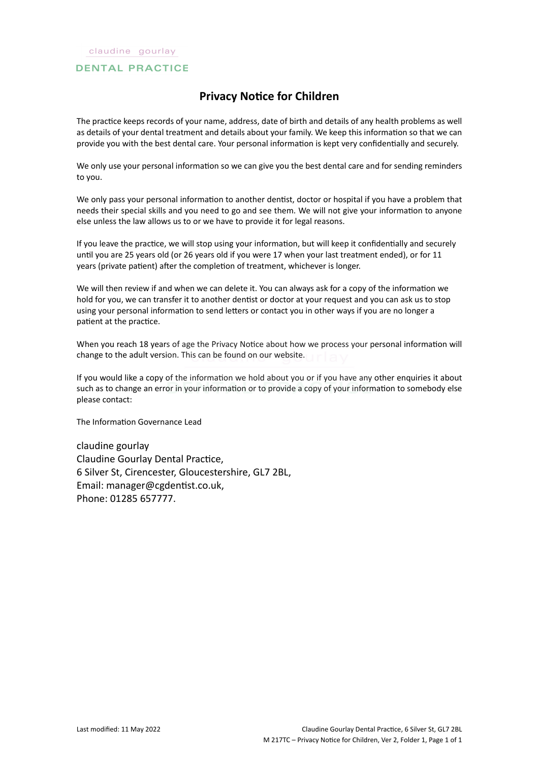claudine gourlay
DENTAL PRACTICE

# Privacy Notice for Children

The practice keeps records of your name, address, date of birth and details of any health problems as well as details of your dental treatment and details about your family. We keep this information so that we can provide you with the best dental care. Your personal information is kept very confidentially and securely.

We only use your personal information so we can give you the best dental care and for sending reminders to you.

We only pass your personal information to another dentist, doctor or hospital if you have a problem that needs their special skills and you need to go and see them. We will not give your information to anyone else unless the law allows us to or we have to provide it for legal reasons.

If you leave the practice, we will stop using your information, but will keep it confidentially and securely until you are 25 years old (or 26 years old if you were 17 when your last treatment ended), or for 11 years (private patient) after the completion of treatment, whichever is longer.

We will then review if and when we can delete it. You can always ask for a copy of the information we hold for you, we can transfer it to another dentist or doctor at your request and you can ask us to stop using your personal information to send letters or contact you in other ways if you are no longer a patient at the practice.

When you reach 18 years of age the Privacy Notice about how we process your personal information will change to the adult version. This can be found on our website.

If you would like a copy of the information we hold about you or if you have any other enquiries it about such as to change an error in your information or to provide a copy of your information to somebody else please contact:

The Information Governance Lead

claudine gourlay
Claudine Gourlay Dental Practice,
6 Silver St, Cirencester, Gloucestershire, GL7 2BL,
Email: manager@cgdentist.co.uk,
Phone: 01285 657777.

Last modified: 11 May 2022